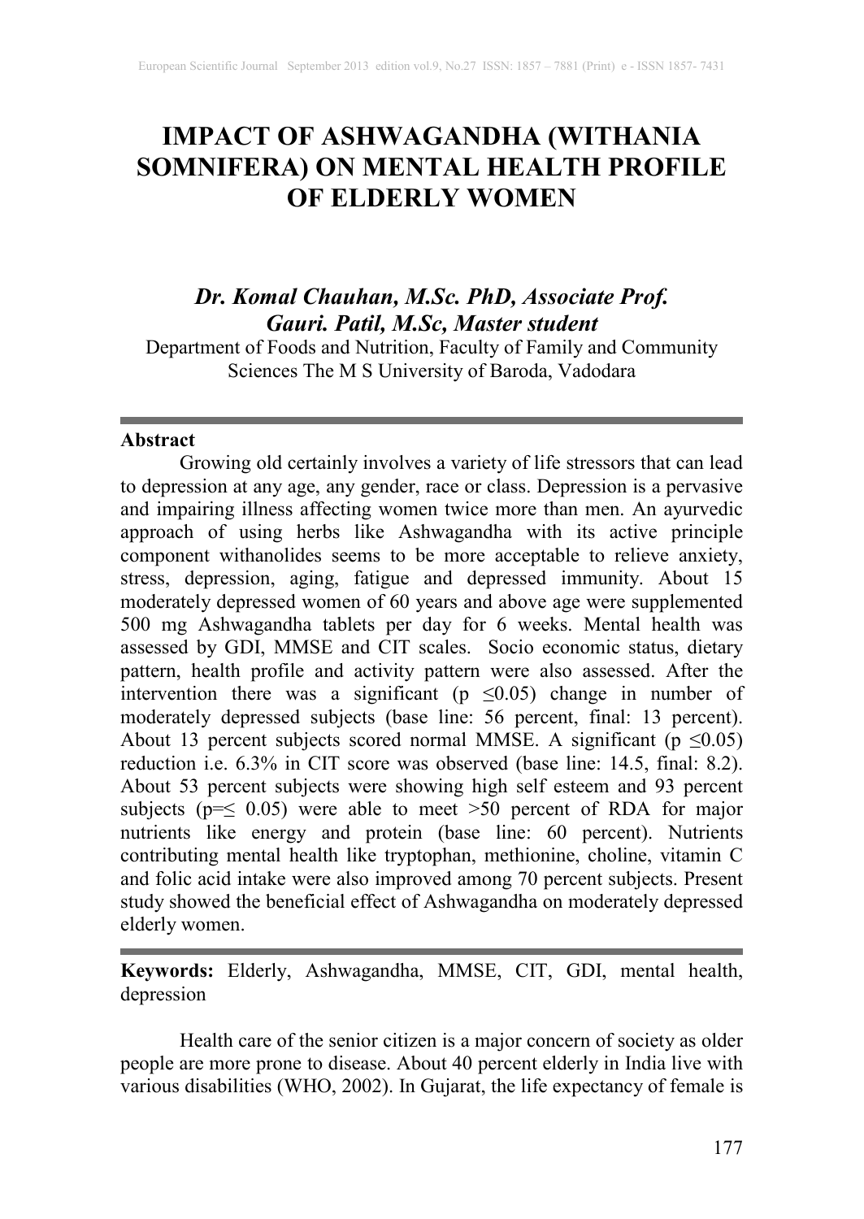# IMPACT OF ASHWAGANDHA (WITHANIA SOMNIFERA) ON MENTAL HEALTH PROFILE OF ELDERLY WOMEN

***Dr. Komal Chauhan, M.Sc. PhD, Associate Prof.***
***Gauri. Patil, M.Sc, Master student***

Department of Foods and Nutrition, Faculty of Family and Community Sciences The M S University of Baroda, Vadodara

---

**Abstract**

Growing old certainly involves a variety of life stressors that can lead to depression at any age, any gender, race or class. Depression is a pervasive and impairing illness affecting women twice more than men. An ayurvedic approach of using herbs like Ashwagandha with its active principle component withanolides seems to be more acceptable to relieve anxiety, stress, depression, aging, fatigue and depressed immunity. About 15 moderately depressed women of 60 years and above age were supplemented 500 mg Ashwagandha tablets per day for 6 weeks. Mental health was assessed by GDI, MMSE and CIT scales. Socio economic status, dietary pattern, health profile and activity pattern were also assessed. After the intervention there was a significant ($p \leq 0.05$) change in number of moderately depressed subjects (base line: 56 percent, final: 13 percent). About 13 percent subjects scored normal MMSE. A significant ($p \leq 0.05$) reduction i.e. 6.3% in CIT score was observed (base line: 14.5, final: 8.2). About 53 percent subjects were showing high self esteem and 93 percent subjects ($p = \leq 0.05$) were able to meet >50 percent of RDA for major nutrients like energy and protein (base line: 60 percent). Nutrients contributing mental health like tryptophan, methionine, choline, vitamin C and folic acid intake were also improved among 70 percent subjects. Present study showed the beneficial effect of Ashwagandha on moderately depressed elderly women.

---

**Keywords:** Elderly, Ashwagandha, MMSE, CIT, GDI, mental health, depression

Health care of the senior citizen is a major concern of society as older people are more prone to disease. About 40 percent elderly in India live with various disabilities (WHO, 2002). In Gujarat, the life expectancy of female is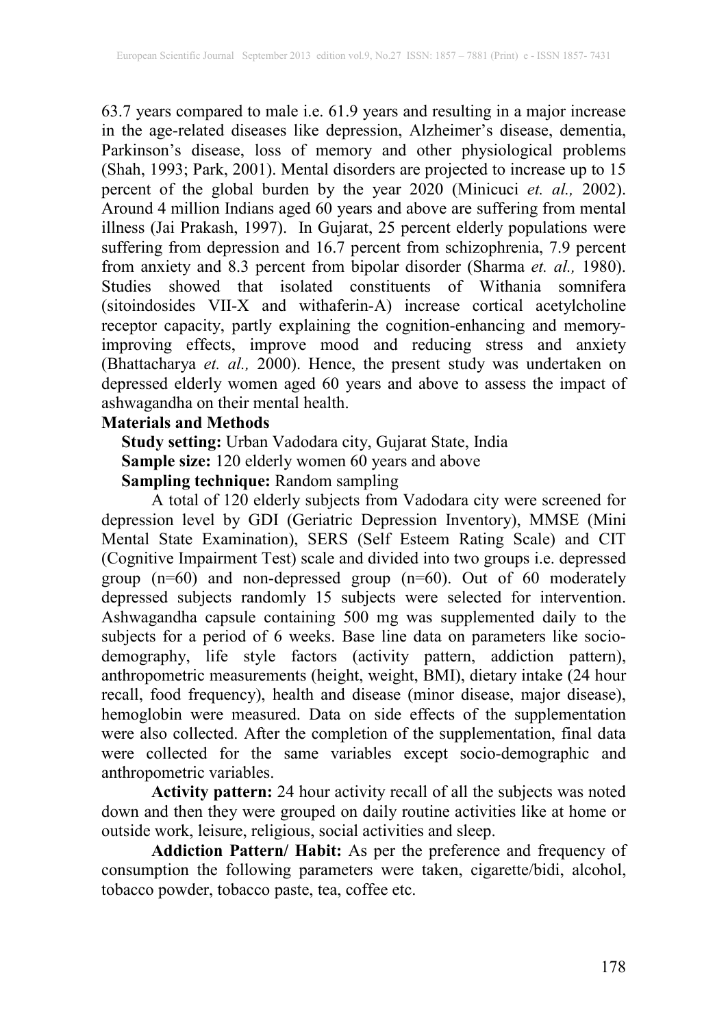63.7 years compared to male i.e. 61.9 years and resulting in a major increase in the age-related diseases like depression, Alzheimer's disease, dementia, Parkinson's disease, loss of memory and other physiological problems (Shah, 1993; Park, 2001). Mental disorders are projected to increase up to 15 percent of the global burden by the year 2020 (Minicuci *et. al.,* 2002). Around 4 million Indians aged 60 years and above are suffering from mental illness (Jai Prakash, 1997). In Gujarat, 25 percent elderly populations were suffering from depression and 16.7 percent from schizophrenia, 7.9 percent from anxiety and 8.3 percent from bipolar disorder (Sharma *et. al.,* 1980). Studies showed that isolated constituents of Withania somnifera (sitoindosides VII-X and withaferin-A) increase cortical acetylcholine receptor capacity, partly explaining the cognition-enhancing and memory-improving effects, improve mood and reducing stress and anxiety (Bhattacharya *et. al.,* 2000). Hence, the present study was undertaken on depressed elderly women aged 60 years and above to assess the impact of ashwagandha on their mental health.

## Materials and Methods

**Study setting:** Urban Vadodara city, Gujarat State, India

**Sample size:** 120 elderly women 60 years and above

**Sampling technique:** Random sampling

A total of 120 elderly subjects from Vadodara city were screened for depression level by GDI (Geriatric Depression Inventory), MMSE (Mini Mental State Examination), SERS (Self Esteem Rating Scale) and CIT (Cognitive Impairment Test) scale and divided into two groups i.e. depressed group (n=60) and non-depressed group (n=60). Out of 60 moderately depressed subjects randomly 15 subjects were selected for intervention. Ashwagandha capsule containing 500 mg was supplemented daily to the subjects for a period of 6 weeks. Base line data on parameters like socio-demography, life style factors (activity pattern, addiction pattern), anthropometric measurements (height, weight, BMI), dietary intake (24 hour recall, food frequency), health and disease (minor disease, major disease), hemoglobin were measured. Data on side effects of the supplementation were also collected. After the completion of the supplementation, final data were collected for the same variables except socio-demographic and anthropometric variables.

**Activity pattern:** 24 hour activity recall of all the subjects was noted down and then they were grouped on daily routine activities like at home or outside work, leisure, religious, social activities and sleep.

**Addiction Pattern/ Habit:** As per the preference and frequency of consumption the following parameters were taken, cigarette/bidi, alcohol, tobacco powder, tobacco paste, tea, coffee etc.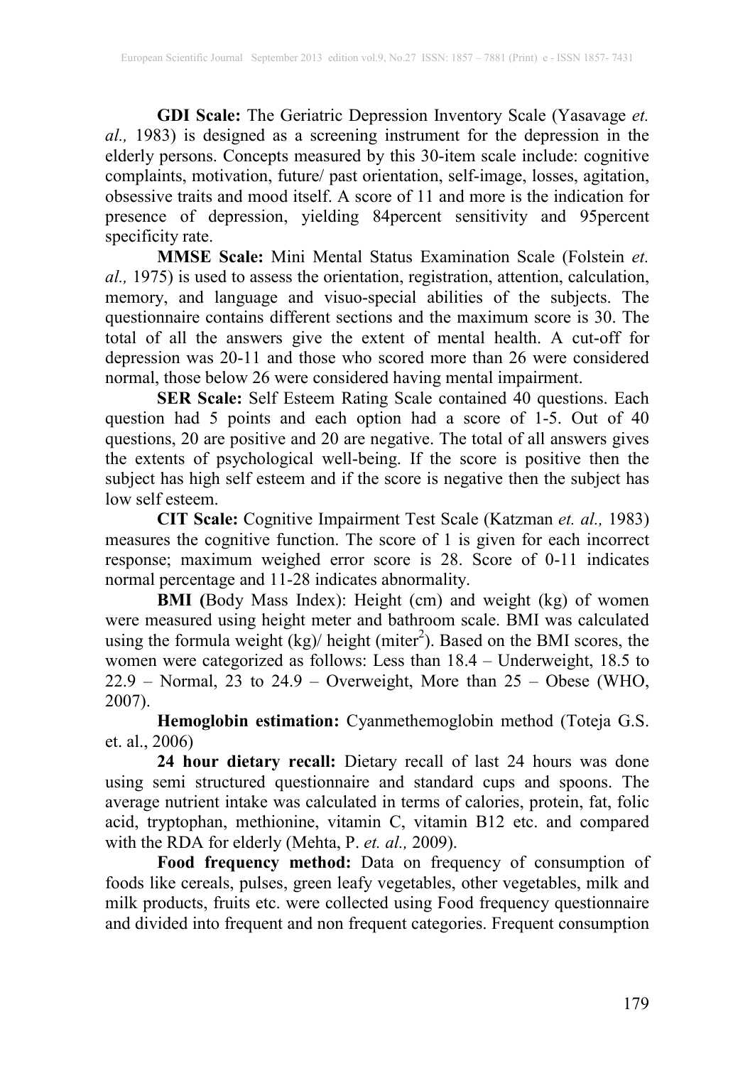**GDI Scale:** The Geriatric Depression Inventory Scale (Yasavage *et. al.,* 1983) is designed as a screening instrument for the depression in the elderly persons. Concepts measured by this 30-item scale include: cognitive complaints, motivation, future/ past orientation, self-image, losses, agitation, obsessive traits and mood itself. A score of 11 and more is the indication for presence of depression, yielding 84percent sensitivity and 95percent specificity rate.

**MMSE Scale:** Mini Mental Status Examination Scale (Folstein *et. al.,* 1975) is used to assess the orientation, registration, attention, calculation, memory, and language and visuo-special abilities of the subjects. The questionnaire contains different sections and the maximum score is 30. The total of all the answers give the extent of mental health. A cut-off for depression was 20-11 and those who scored more than 26 were considered normal, those below 26 were considered having mental impairment.

**SER Scale:** Self Esteem Rating Scale contained 40 questions. Each question had 5 points and each option had a score of 1-5. Out of 40 questions, 20 are positive and 20 are negative. The total of all answers gives the extents of psychological well-being. If the score is positive then the subject has high self esteem and if the score is negative then the subject has low self esteem.

**CIT Scale:** Cognitive Impairment Test Scale (Katzman *et. al.,* 1983) measures the cognitive function. The score of 1 is given for each incorrect response; maximum weighed error score is 28. Score of 0-11 indicates normal percentage and 11-28 indicates abnormality.

**BMI (**Body Mass Index): Height (cm) and weight (kg) of women were measured using height meter and bathroom scale. BMI was calculated using the formula weight (kg)/ height (miter$^2$). Based on the BMI scores, the women were categorized as follows: Less than 18.4 – Underweight, 18.5 to 22.9 – Normal, 23 to 24.9 – Overweight, More than 25 – Obese (WHO, 2007).

**Hemoglobin estimation:** Cyanmethemoglobin method (Toteja G.S. et. al., 2006)

**24 hour dietary recall:** Dietary recall of last 24 hours was done using semi structured questionnaire and standard cups and spoons. The average nutrient intake was calculated in terms of calories, protein, fat, folic acid, tryptophan, methionine, vitamin C, vitamin B12 etc. and compared with the RDA for elderly (Mehta, P. *et. al.,* 2009).

**Food frequency method:** Data on frequency of consumption of foods like cereals, pulses, green leafy vegetables, other vegetables, milk and milk products, fruits etc. were collected using Food frequency questionnaire and divided into frequent and non frequent categories. Frequent consumption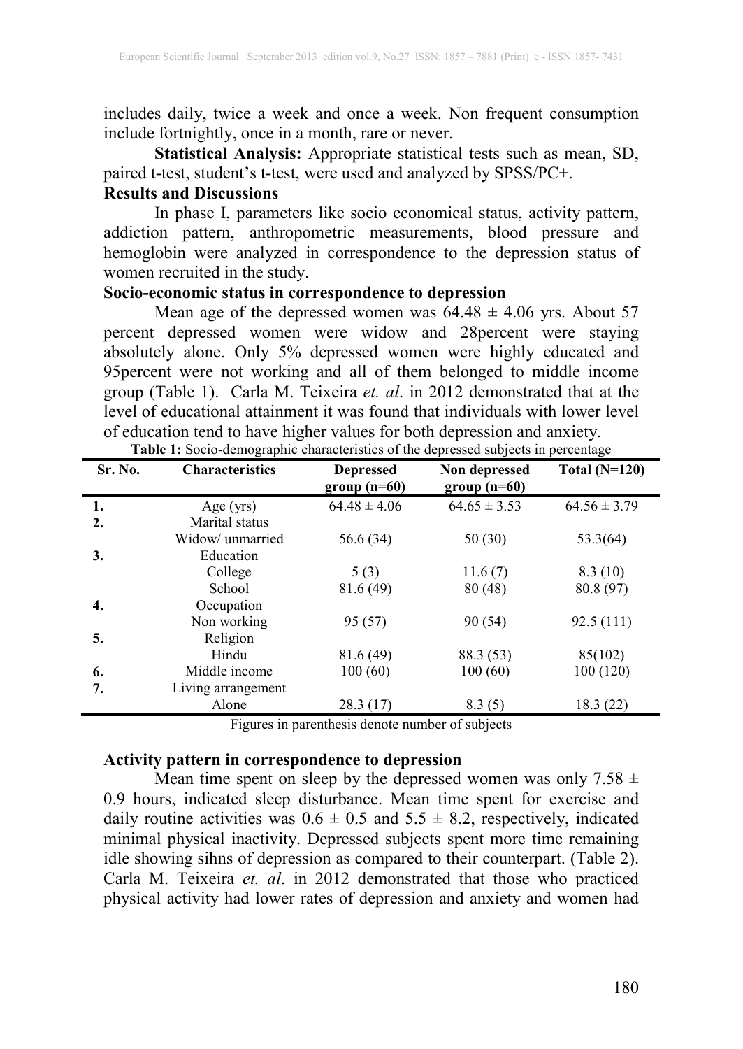includes daily, twice a week and once a week. Non frequent consumption include fortnightly, once in a month, rare or never.

**Statistical Analysis:** Appropriate statistical tests such as mean, SD, paired t-test, student's t-test, were used and analyzed by SPSS/PC+.

**Results and Discussions**

In phase I, parameters like socio economical status, activity pattern, addiction pattern, anthropometric measurements, blood pressure and hemoglobin were analyzed in correspondence to the depression status of women recruited in the study.

**Socio-economic status in correspondence to depression**

Mean age of the depressed women was 64.48 ± 4.06 yrs. About 57 percent depressed women were widow and 28percent were staying absolutely alone. Only 5% depressed women were highly educated and 95percent were not working and all of them belonged to middle income group (Table 1). Carla M. Teixeira *et. al*. in 2012 demonstrated that at the level of educational attainment it was found that individuals with lower level of education tend to have higher values for both depression and anxiety.

**Table 1:** Socio-demographic characteristics of the depressed subjects in percentage

| Sr. No. | Characteristics | Depressed group (n=60) | Non depressed group (n=60) | Total (N=120) |
|---|---|---|---|---|
| 1. | Age (yrs) | 64.48 ± 4.06 | 64.65 ± 3.53 | 64.56 ± 3.79 |
| 2. | Marital status | | | |
| | Widow/ unmarried | 56.6 (34) | 50 (30) | 53.3(64) |
| 3. | Education | | | |
| | College | 5 (3) | 11.6 (7) | 8.3 (10) |
| | School | 81.6 (49) | 80 (48) | 80.8 (97) |
| 4. | Occupation | | | |
| | Non working | 95 (57) | 90 (54) | 92.5 (111) |
| 5. | Religion | | | |
| | Hindu | 81.6 (49) | 88.3 (53) | 85(102) |
| 6. | Middle income | 100 (60) | 100 (60) | 100 (120) |
| 7. | Living arrangement | | | |
| | Alone | 28.3 (17) | 8.3 (5) | 18.3 (22) |

Figures in parenthesis denote number of subjects

**Activity pattern in correspondence to depression**

Mean time spent on sleep by the depressed women was only 7.58 ± 0.9 hours, indicated sleep disturbance. Mean time spent for exercise and daily routine activities was 0.6 ± 0.5 and 5.5 ± 8.2, respectively, indicated minimal physical inactivity. Depressed subjects spent more time remaining idle showing sihns of depression as compared to their counterpart. (Table 2). Carla M. Teixeira *et. al*. in 2012 demonstrated that those who practiced physical activity had lower rates of depression and anxiety and women had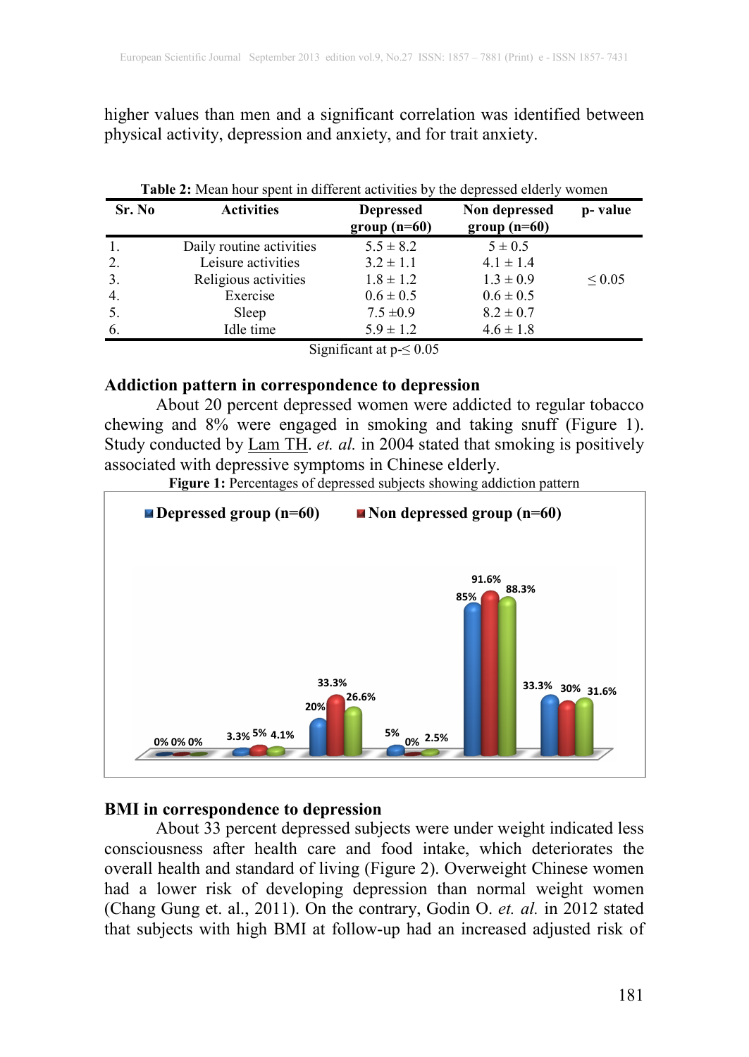higher values than men and a significant correlation was identified between physical activity, depression and anxiety, and for trait anxiety.

**Table 2:** Mean hour spent in different activities by the depressed elderly women

| Sr. No | Activities | Depressed group (n=60) | Non depressed group (n=60) | p- value |
|---|---|---|---|---|
| 1. | Daily routine activities | 5.5 ± 8.2 | 5 ± 0.5 | |
| 2. | Leisure activities | 3.2 ± 1.1 | 4.1 ± 1.4 | |
| 3. | Religious activities | 1.8 ± 1.2 | 1.3 ± 0.9 | ≤ 0.05 |
| 4. | Exercise | 0.6 ± 0.5 | 0.6 ± 0.5 | |
| 5. | Sleep | 7.5 ±0.9 | 8.2 ± 0.7 | |
| 6. | Idle time | 5.9 ± 1.2 | 4.6 ± 1.8 | |

Significant at p-≤ 0.05

### Addiction pattern in correspondence to depression

About 20 percent depressed women were addicted to regular tobacco chewing and 8% were engaged in smoking and taking snuff (Figure 1). Study conducted by Lam TH. *et. al.* in 2004 stated that smoking is positively associated with depressive symptoms in Chinese elderly.

**Figure 1:** Percentages of depressed subjects showing addiction pattern

### BMI in correspondence to depression

About 33 percent depressed subjects were under weight indicated less consciousness after health care and food intake, which deteriorates the overall health and standard of living (Figure 2). Overweight Chinese women had a lower risk of developing depression than normal weight women (Chang Gung et. al., 2011). On the contrary, Godin O. *et. al.* in 2012 stated that subjects with high BMI at follow-up had an increased adjusted risk of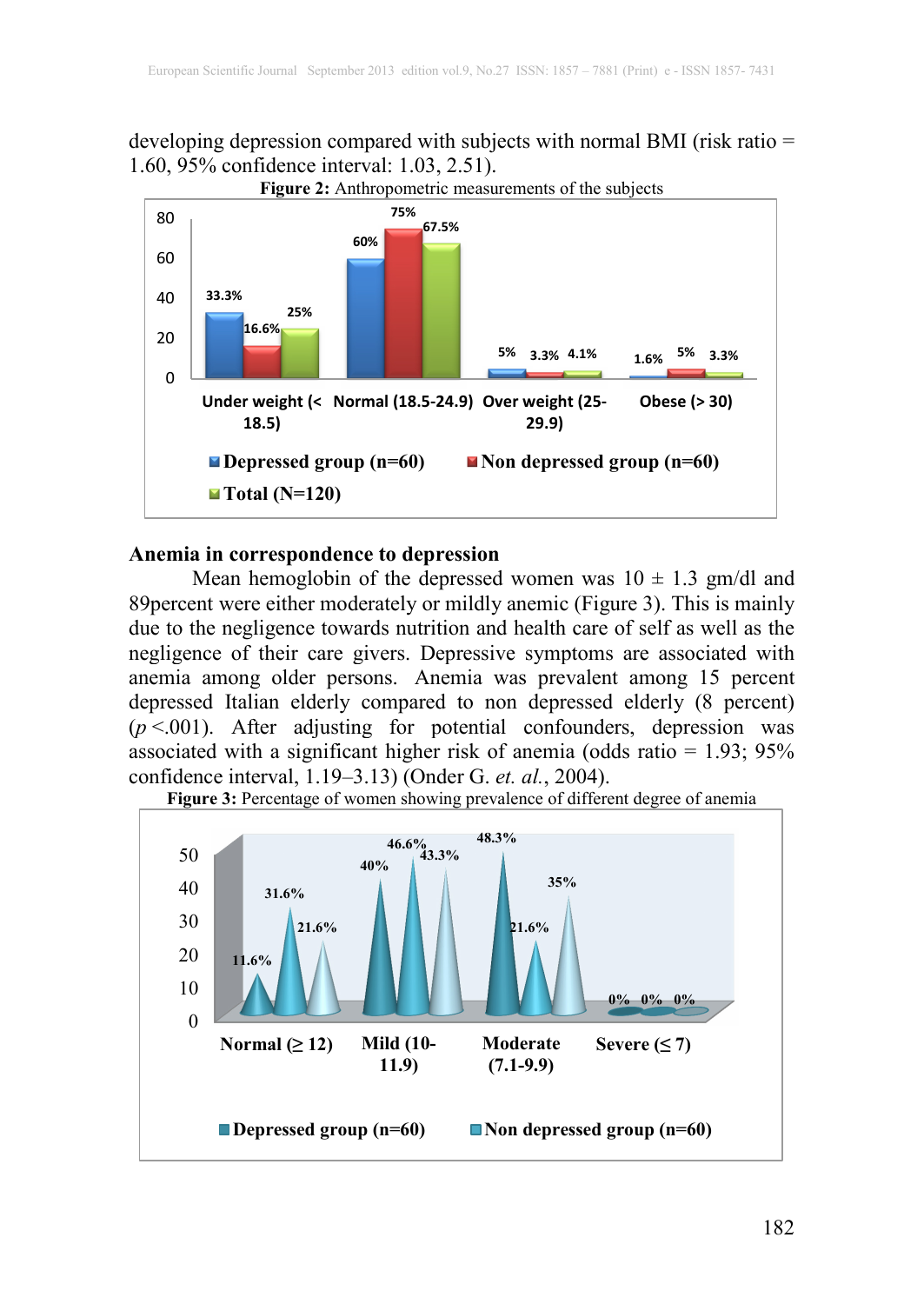developing depression compared with subjects with normal BMI (risk ratio = 1.60, 95% confidence interval: 1.03, 2.51).

**Figure 2:** Anthropometric measurements of the subjects

| | Under weight (< 18.5) | Normal (18.5-24.9) | Over weight (25-29.9) | Obese (> 30) |
|---|---|---|---|---|
| Depressed group (n=60) | 33.3% | 60% | 5% | 1.6% |
| Non depressed group (n=60) | 16.6% | 75% | 3.3% | 5% |
| Total (N=120) | 25% | 67.5% | 4.1% | 3.3% |

## Anemia in correspondence to depression

Mean hemoglobin of the depressed women was 10 ± 1.3 gm/dl and 89percent were either moderately or mildly anemic (Figure 3). This is mainly due to the negligence towards nutrition and health care of self as well as the negligence of their care givers. Depressive symptoms are associated with anemia among older persons. Anemia was prevalent among 15 percent depressed Italian elderly compared to non depressed elderly (8 percent) ($p$ <.001). After adjusting for potential confounders, depression was associated with a significant higher risk of anemia (odds ratio = 1.93; 95% confidence interval, 1.19–3.13) (Onder G. *et. al.*, 2004).

**Figure 3:** Percentage of women showing prevalence of different degree of anemia

| | Normal (≥ 12) | Mild (10-11.9) | Moderate (7.1-9.9) | Severe (≤ 7) |
|---|---|---|---|---|
| Depressed group (n=60) | 11.6% | 40% | 48.3% | 0% |
| Non depressed group (n=60) | 31.6% | 46.6% | 21.6% | 0% |
| | 21.6% | 43.3% | 35% | 0% |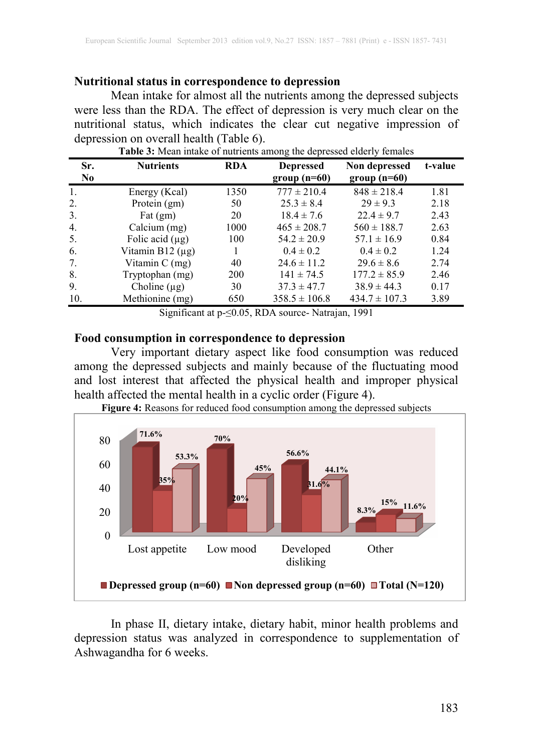### Nutritional status in correspondence to depression

Mean intake for almost all the nutrients among the depressed subjects were less than the RDA. The effect of depression is very much clear on the nutritional status, which indicates the clear cut negative impression of depression on overall health (Table 6).

**Table 3:** Mean intake of nutrients among the depressed elderly females

| Sr. No | Nutrients | RDA | Depressed group (n=60) | Non depressed group (n=60) | t-value |
|---|---|---|---|---|---|
| 1. | Energy (Kcal) | 1350 | 777 ± 210.4 | 848 ± 218.4 | 1.81 |
| 2. | Protein (gm) | 50 | 25.3 ± 8.4 | 29 ± 9.3 | 2.18 |
| 3. | Fat (gm) | 20 | 18.4 ± 7.6 | 22.4 ± 9.7 | 2.43 |
| 4. | Calcium (mg) | 1000 | 465 ± 208.7 | 560 ± 188.7 | 2.63 |
| 5. | Folic acid (µg) | 100 | 54.2 ± 20.9 | 57.1 ± 16.9 | 0.84 |
| 6. | Vitamin B12 (µg) | 1 | 0.4 ± 0.2 | 0.4 ± 0.2 | 1.24 |
| 7. | Vitamin C (mg) | 40 | 24.6 ± 11.2 | 29.6 ± 8.6 | 2.74 |
| 8. | Tryptophan (mg) | 200 | 141 ± 74.5 | 177.2 ± 85.9 | 2.46 |
| 9. | Choline (µg) | 30 | 37.3 ± 47.7 | 38.9 ± 44.3 | 0.17 |
| 10. | Methionine (mg) | 650 | 358.5 ± 106.8 | 434.7 ± 107.3 | 3.89 |

Significant at p-≤0.05, RDA source- Natrajan, 1991

### Food consumption in correspondence to depression

Very important dietary aspect like food consumption was reduced among the depressed subjects and mainly because of the fluctuating mood and lost interest that affected the physical health and improper physical health affected the mental health in a cyclic order (Figure 4).

**Figure 4:** Reasons for reduced food consumption among the depressed subjects

| Reason | Depressed group (n=60) | Non depressed group (n=60) | Total (N=120) |
|---|---|---|---|
| Lost appetite | 71.6% | 35% | 53.3% |
| Low mood | 70% | 20% | 45% |
| Developed disliking | 56.6% | 31.6% | 44.1% |
| Other | 8.3% | 15% | 11.6% |

In phase II, dietary intake, dietary habit, minor health problems and depression status was analyzed in correspondence to supplementation of Ashwagandha for 6 weeks.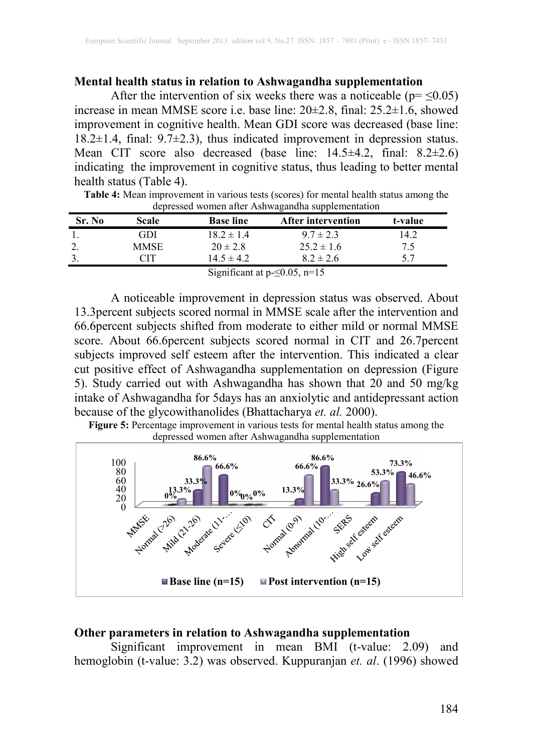### Mental health status in relation to Ashwagandha supplementation

After the intervention of six weeks there was a noticeable ($p= \leq 0.05$) increase in mean MMSE score i.e. base line: 20±2.8, final: 25.2±1.6, showed improvement in cognitive health. Mean GDI score was decreased (base line: 18.2±1.4, final: 9.7±2.3), thus indicated improvement in depression status. Mean CIT score also decreased (base line: 14.5±4.2, final: 8.2±2.6) indicating the improvement in cognitive status, thus leading to better mental health status (Table 4).

**Table 4:** Mean improvement in various tests (scores) for mental health status among the depressed women after Ashwagandha supplementation

| Sr. No | Scale | Base line | After intervention | t-value |
|---|---|---|---|---|
| 1. | GDI | 18.2 ± 1.4 | 9.7 ± 2.3 | 14.2 |
| 2. | MMSE | 20 ± 2.8 | 25.2 ± 1.6 | 7.5 |
| 3. | CIT | 14.5 ± 4.2 | 8.2 ± 2.6 | 5.7 |

Significant at $p$-≤0.05, n=15

A noticeable improvement in depression status was observed. About 13.3percent subjects scored normal in MMSE scale after the intervention and 66.6percent subjects shifted from moderate to either mild or normal MMSE score. About 66.6percent subjects scored normal in CIT and 26.7percent subjects improved self esteem after the intervention. This indicated a clear cut positive effect of Ashwagandha supplementation on depression (Figure 5). Study carried out with Ashwagandha has shown that 20 and 50 mg/kg intake of Ashwagandha for 5days has an anxiolytic and antidepressant action because of the glycowithanolides (Bhattacharya *et. al.* 2000).

**Figure 5:** Percentage improvement in various tests for mental health status among the depressed women after Ashwagandha supplementation

| Test / Category | Base line (n=15) | Post intervention (n=15) |
|---|---|---|
| **MMSE** | | |
| Normal (>26) | 0% | 13.3% |
| Mild (21-26) | 33.3% | 86.6% |
| Moderate (11-... | 66.6% | 0% |
| Severe (≤10) | 0% | 0% |
| **CIT** | | |
| Normal (0-9) | 13.3% | 66.6% |
| Abnormal (10-... | 86.6% | 33.3% |
| **SERS** | | |
| High self esteem | 26.6% | 53.3% |
| Low self esteem | 73.3% | 46.6% |

### Other parameters in relation to Ashwagandha supplementation

Significant improvement in mean BMI (t-value: 2.09) and hemoglobin (t-value: 3.2) was observed. Kuppuranjan *et. al*. (1996) showed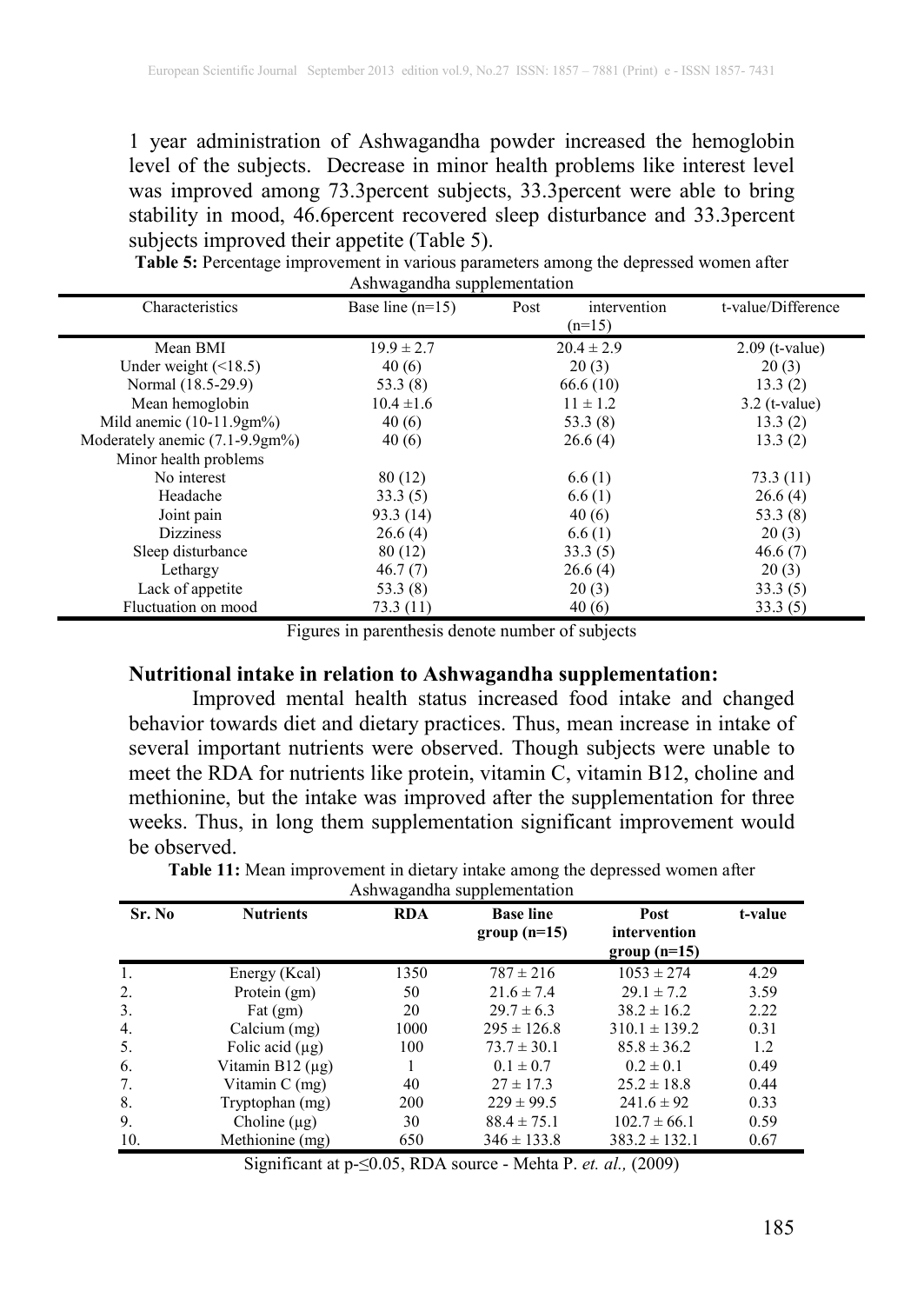1 year administration of Ashwagandha powder increased the hemoglobin level of the subjects. Decrease in minor health problems like interest level was improved among 73.3percent subjects, 33.3percent were able to bring stability in mood, 46.6percent recovered sleep disturbance and 33.3percent subjects improved their appetite (Table 5).

**Table 5:** Percentage improvement in various parameters among the depressed women after Ashwagandha supplementation

| Characteristics | Base line (n=15) | Post intervention (n=15) | t-value/Difference |
|---|---|---|---|
| Mean BMI | 19.9 ± 2.7 | 20.4 ± 2.9 | 2.09 (t-value) |
| Under weight (<18.5) | 40 (6) | 20 (3) | 20 (3) |
| Normal (18.5-29.9) | 53.3 (8) | 66.6 (10) | 13.3 (2) |
| Mean hemoglobin | 10.4 ±1.6 | 11 ± 1.2 | 3.2 (t-value) |
| Mild anemic (10-11.9gm%) | 40 (6) | 53.3 (8) | 13.3 (2) |
| Moderately anemic (7.1-9.9gm%) | 40 (6) | 26.6 (4) | 13.3 (2) |
| Minor health problems | | | |
| No interest | 80 (12) | 6.6 (1) | 73.3 (11) |
| Headache | 33.3 (5) | 6.6 (1) | 26.6 (4) |
| Joint pain | 93.3 (14) | 40 (6) | 53.3 (8) |
| Dizziness | 26.6 (4) | 6.6 (1) | 20 (3) |
| Sleep disturbance | 80 (12) | 33.3 (5) | 46.6 (7) |
| Lethargy | 46.7 (7) | 26.6 (4) | 20 (3) |
| Lack of appetite | 53.3 (8) | 20 (3) | 33.3 (5) |
| Fluctuation on mood | 73.3 (11) | 40 (6) | 33.3 (5) |

Figures in parenthesis denote number of subjects

**Nutritional intake in relation to Ashwagandha supplementation:**

Improved mental health status increased food intake and changed behavior towards diet and dietary practices. Thus, mean increase in intake of several important nutrients were observed. Though subjects were unable to meet the RDA for nutrients like protein, vitamin C, vitamin B12, choline and methionine, but the intake was improved after the supplementation for three weeks. Thus, in long them supplementation significant improvement would be observed.

**Table 11:** Mean improvement in dietary intake among the depressed women after Ashwagandha supplementation

| Sr. No | Nutrients | RDA | Base line group (n=15) | Post intervention group (n=15) | t-value |
|---|---|---|---|---|---|
| 1. | Energy (Kcal) | 1350 | 787 ± 216 | 1053 ± 274 | 4.29 |
| 2. | Protein (gm) | 50 | 21.6 ± 7.4 | 29.1 ± 7.2 | 3.59 |
| 3. | Fat (gm) | 20 | 29.7 ± 6.3 | 38.2 ± 16.2 | 2.22 |
| 4. | Calcium (mg) | 1000 | 295 ± 126.8 | 310.1 ± 139.2 | 0.31 |
| 5. | Folic acid (µg) | 100 | 73.7 ± 30.1 | 85.8 ± 36.2 | 1.2 |
| 6. | Vitamin B12 (µg) | 1 | 0.1 ± 0.7 | 0.2 ± 0.1 | 0.49 |
| 7. | Vitamin C (mg) | 40 | 27 ± 17.3 | 25.2 ± 18.8 | 0.44 |
| 8. | Tryptophan (mg) | 200 | 229 ± 99.5 | 241.6 ± 92 | 0.33 |
| 9. | Choline (µg) | 30 | 88.4 ± 75.1 | 102.7 ± 66.1 | 0.59 |
| 10. | Methionine (mg) | 650 | 346 ± 133.8 | 383.2 ± 132.1 | 0.67 |

Significant at $p \leq 0.05$, RDA source - Mehta P. *et. al.,* (2009)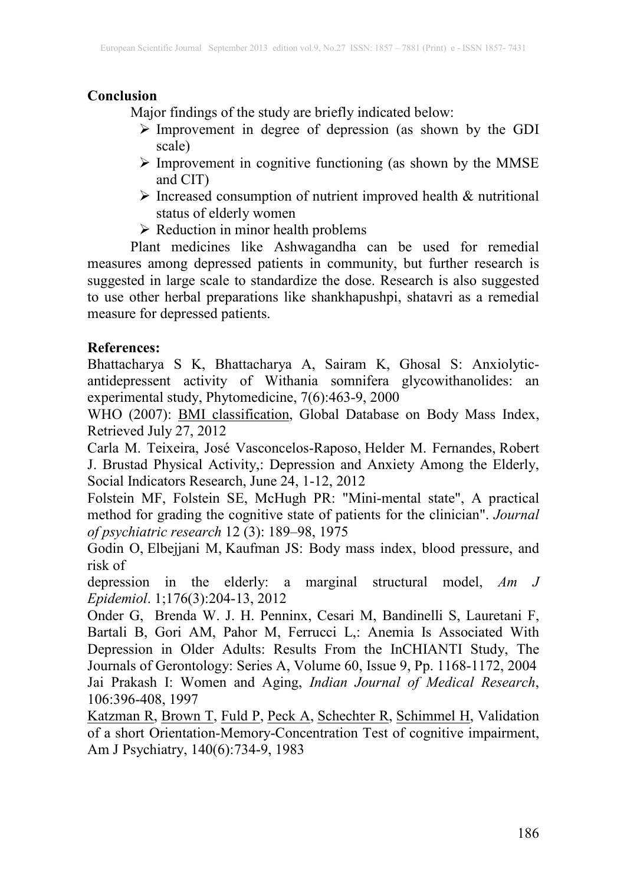**Conclusion**

Major findings of the study are briefly indicated below:

- Improvement in degree of depression (as shown by the GDI scale)
- Improvement in cognitive functioning (as shown by the MMSE and CIT)
- Increased consumption of nutrient improved health & nutritional status of elderly women
- Reduction in minor health problems

Plant medicines like Ashwagandha can be used for remedial measures among depressed patients in community, but further research is suggested in large scale to standardize the dose. Research is also suggested to use other herbal preparations like shankhapushpi, shatavri as a remedial measure for depressed patients.

**References:**

Bhattacharya S K, Bhattacharya A, Sairam K, Ghosal S: Anxiolytic-antidepressent activity of Withania somnifera glycowithanolides: an experimental study, Phytomedicine, 7(6):463-9, 2000

WHO (2007): BMI classification, Global Database on Body Mass Index, Retrieved July 27, 2012

Carla M. Teixeira, José Vasconcelos-Raposo, Helder M. Fernandes, Robert J. Brustad Physical Activity,: Depression and Anxiety Among the Elderly, Social Indicators Research, June 24, 1-12, 2012

Folstein MF, Folstein SE, McHugh PR: "Mini-mental state", A practical method for grading the cognitive state of patients for the clinician". *Journal of psychiatric research* 12 (3): 189–98, 1975

Godin O, Elbejjani M, Kaufman JS: Body mass index, blood pressure, and risk of depression in the elderly: a marginal structural model, *Am J Epidemiol*. 1;176(3):204-13, 2012

Onder G, Brenda W. J. H. Penninx, Cesari M, Bandinelli S, Lauretani F, Bartali B, Gori AM, Pahor M, Ferrucci L,: Anemia Is Associated With Depression in Older Adults: Results From the InCHIANTI Study, The Journals of Gerontology: Series A, Volume 60, Issue 9, Pp. 1168-1172, 2004

Jai Prakash I: Women and Aging, *Indian Journal of Medical Research*, 106:396-408, 1997

Katzman R, Brown T, Fuld P, Peck A, Schechter R, Schimmel H, Validation of a short Orientation-Memory-Concentration Test of cognitive impairment, Am J Psychiatry, 140(6):734-9, 1983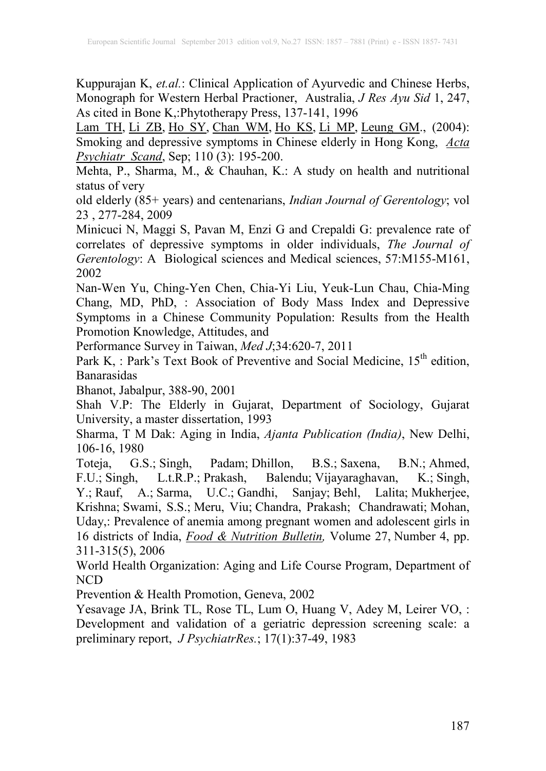Kuppurajan K, *et.al.*: Clinical Application of Ayurvedic and Chinese Herbs, Monograph for Western Herbal Practioner, Australia, *J Res Ayu Sid* 1, 247, As cited in Bone K,:Phytotherapy Press, 137-141, 1996

Lam TH, Li ZB, Ho SY, Chan WM, Ho KS, Li MP, Leung GM., (2004): Smoking and depressive symptoms in Chinese elderly in Hong Kong, *Acta Psychiatr Scand*, Sep; 110 (3): 195-200.

Mehta, P., Sharma, M., & Chauhan, K.: A study on health and nutritional status of very
old elderly (85+ years) and centenarians, *Indian Journal of Gerentology*; vol 23 , 277-284, 2009

Minicuci N, Maggi S, Pavan M, Enzi G and Crepaldi G: prevalence rate of correlates of depressive symptoms in older individuals, *The Journal of Gerentology*: A Biological sciences and Medical sciences, 57:M155-M161, 2002

Nan-Wen Yu, Ching-Yen Chen, Chia-Yi Liu, Yeuk-Lun Chau, Chia-Ming Chang, MD, PhD, : Association of Body Mass Index and Depressive Symptoms in a Chinese Community Population: Results from the Health Promotion Knowledge, Attitudes, and
Performance Survey in Taiwan, *Med J*;34:620-7, 2011

Park K, : Park's Text Book of Preventive and Social Medicine, 15th edition, Banarasidas
Bhanot, Jabalpur, 388-90, 2001

Shah V.P: The Elderly in Gujarat, Department of Sociology, Gujarat University, a master dissertation, 1993

Sharma, T M Dak: Aging in India, *Ajanta Publication (India)*, New Delhi, 106-16, 1980

Toteja, G.S.; Singh, Padam; Dhillon, B.S.; Saxena, B.N.; Ahmed, F.U.; Singh, L.t.R.P.; Prakash, Balendu; Vijayaraghavan, K.; Singh, Y.; Rauf, A.; Sarma, U.C.; Gandhi, Sanjay; Behl, Lalita; Mukherjee, Krishna; Swami, S.S.; Meru, Viu; Chandra, Prakash; Chandrawati; Mohan, Uday,: Prevalence of anemia among pregnant women and adolescent girls in 16 districts of India, *Food & Nutrition Bulletin,* Volume 27, Number 4, pp. 311-315(5), 2006

World Health Organization: Aging and Life Course Program, Department of NCD
Prevention & Health Promotion, Geneva, 2002

Yesavage JA, Brink TL, Rose TL, Lum O, Huang V, Adey M, Leirer VO, : Development and validation of a geriatric depression screening scale: a preliminary report, *J PsychiatrRes.*; 17(1):37-49, 1983